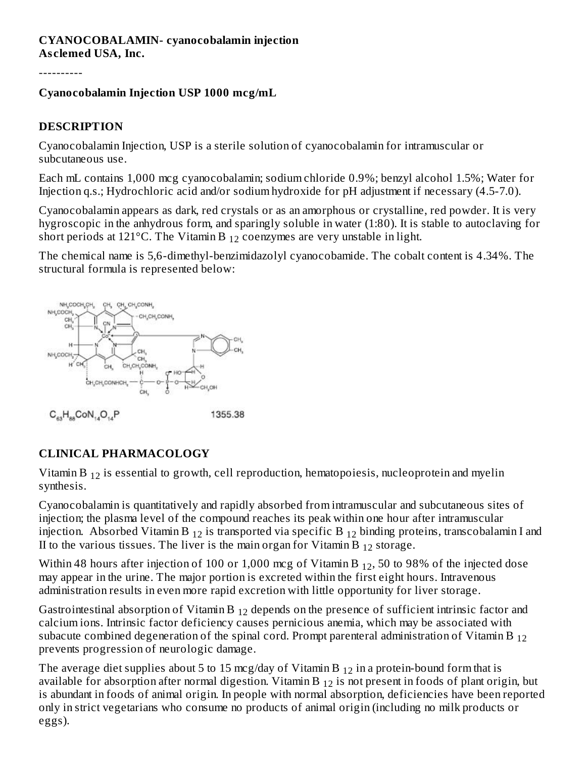**CYANOCOBALAMIN- cyanocobalamin injection**
**Asclemed USA, Inc.**

----------

**Cyanocobalamin Injection USP 1000 mcg/mL**

## DESCRIPTION

Cyanocobalamin Injection, USP is a sterile solution of cyanocobalamin for intramuscular or subcutaneous use.

Each mL contains 1,000 mcg cyanocobalamin; sodium chloride 0.9%; benzyl alcohol 1.5%; Water for Injection q.s.; Hydrochloric acid and/or sodium hydroxide for pH adjustment if necessary (4.5-7.0).

Cyanocobalamin appears as dark, red crystals or as an amorphous or crystalline, red powder. It is very hygroscopic in the anhydrous form, and sparingly soluble in water (1:80). It is stable to autoclaving for short periods at 121°C. The Vitamin $B_{12}$ coenzymes are very unstable in light.

The chemical name is 5,6-dimethyl-benzimidazolyl cyanocobamide. The cobalt content is 4.34%. The structural formula is represented below:

$C_{63}H_{88}CoN_{14}O_{14}P$ 1355.38

## CLINICAL PHARMACOLOGY

Vitamin $B_{12}$ is essential to growth, cell reproduction, hematopoiesis, nucleoprotein and myelin synthesis.

Cyanocobalamin is quantitatively and rapidly absorbed from intramuscular and subcutaneous sites of injection; the plasma level of the compound reaches its peak within one hour after intramuscular injection. Absorbed Vitamin $B_{12}$ is transported via specific $B_{12}$ binding proteins, transcobalamin I and II to the various tissues. The liver is the main organ for Vitamin $B_{12}$ storage.

Within 48 hours after injection of 100 or 1,000 mcg of Vitamin $B_{12}$, 50 to 98% of the injected dose may appear in the urine. The major portion is excreted within the first eight hours. Intravenous administration results in even more rapid excretion with little opportunity for liver storage.

Gastrointestinal absorption of Vitamin $B_{12}$ depends on the presence of sufficient intrinsic factor and calcium ions. Intrinsic factor deficiency causes pernicious anemia, which may be associated with subacute combined degeneration of the spinal cord. Prompt parenteral administration of Vitamin $B_{12}$ prevents progression of neurologic damage.

The average diet supplies about 5 to 15 mcg/day of Vitamin $B_{12}$ in a protein-bound form that is available for absorption after normal digestion. Vitamin $B_{12}$ is not present in foods of plant origin, but is abundant in foods of animal origin. In people with normal absorption, deficiencies have been reported only in strict vegetarians who consume no products of animal origin (including no milk products or eggs).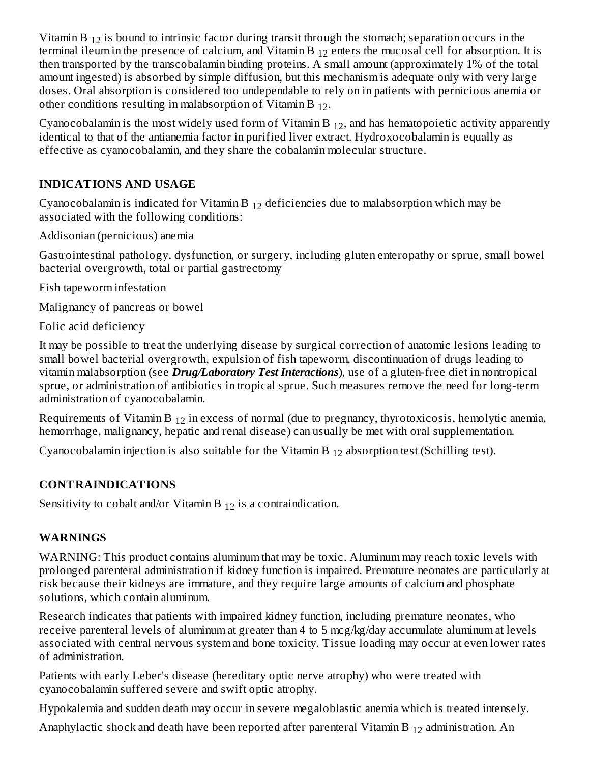Vitamin B $_{12}$ is bound to intrinsic factor during transit through the stomach; separation occurs in the terminal ileum in the presence of calcium, and Vitamin B $_{12}$ enters the mucosal cell for absorption. It is then transported by the transcobalamin binding proteins. A small amount (approximately 1% of the total amount ingested) is absorbed by simple diffusion, but this mechanism is adequate only with very large doses. Oral absorption is considered too undependable to rely on in patients with pernicious anemia or other conditions resulting in malabsorption of Vitamin B $_{12}$.

Cyanocobalamin is the most widely used form of Vitamin B $_{12}$, and has hematopoietic activity apparently identical to that of the antianemia factor in purified liver extract. Hydroxocobalamin is equally as effective as cyanocobalamin, and they share the cobalamin molecular structure.

## INDICATIONS AND USAGE

Cyanocobalamin is indicated for Vitamin B $_{12}$ deficiencies due to malabsorption which may be associated with the following conditions:

Addisonian (pernicious) anemia

Gastrointestinal pathology, dysfunction, or surgery, including gluten enteropathy or sprue, small bowel bacterial overgrowth, total or partial gastrectomy

Fish tapeworm infestation

Malignancy of pancreas or bowel

Folic acid deficiency

It may be possible to treat the underlying disease by surgical correction of anatomic lesions leading to small bowel bacterial overgrowth, expulsion of fish tapeworm, discontinuation of drugs leading to vitamin malabsorption (see ***Drug/Laboratory Test Interactions***), use of a gluten-free diet in nontropical sprue, or administration of antibiotics in tropical sprue. Such measures remove the need for long-term administration of cyanocobalamin.

Requirements of Vitamin B $_{12}$ in excess of normal (due to pregnancy, thyrotoxicosis, hemolytic anemia, hemorrhage, malignancy, hepatic and renal disease) can usually be met with oral supplementation.

Cyanocobalamin injection is also suitable for the Vitamin B $_{12}$ absorption test (Schilling test).

## CONTRAINDICATIONS

Sensitivity to cobalt and/or Vitamin B $_{12}$ is a contraindication.

## WARNINGS

WARNING: This product contains aluminum that may be toxic. Aluminum may reach toxic levels with prolonged parenteral administration if kidney function is impaired. Premature neonates are particularly at risk because their kidneys are immature, and they require large amounts of calcium and phosphate solutions, which contain aluminum.

Research indicates that patients with impaired kidney function, including premature neonates, who receive parenteral levels of aluminum at greater than 4 to 5 mcg/kg/day accumulate aluminum at levels associated with central nervous system and bone toxicity. Tissue loading may occur at even lower rates of administration.

Patients with early Leber's disease (hereditary optic nerve atrophy) who were treated with cyanocobalamin suffered severe and swift optic atrophy.

Hypokalemia and sudden death may occur in severe megaloblastic anemia which is treated intensely.

Anaphylactic shock and death have been reported after parenteral Vitamin B $_{12}$ administration. An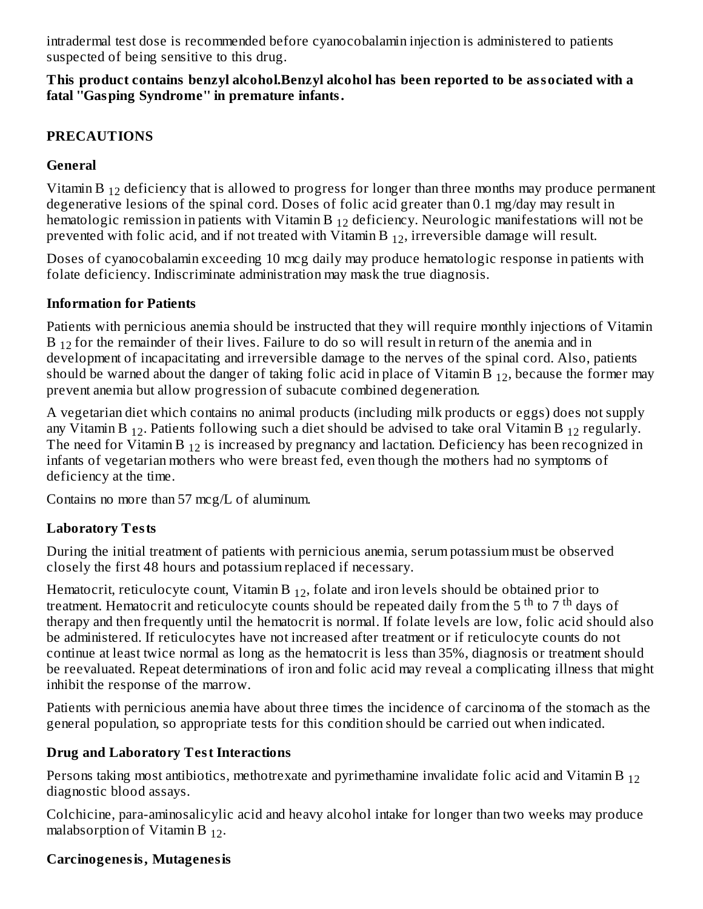intradermal test dose is recommended before cyanocobalamin injection is administered to patients suspected of being sensitive to this drug.

**This product contains benzyl alcohol.Benzyl alcohol has been reported to be associated with a fatal "Gasping Syndrome" in premature infants.**

## PRECAUTIONS

### General

Vitamin B $_{12}$ deficiency that is allowed to progress for longer than three months may produce permanent degenerative lesions of the spinal cord. Doses of folic acid greater than 0.1 mg/day may result in hematologic remission in patients with Vitamin B $_{12}$ deficiency. Neurologic manifestations will not be prevented with folic acid, and if not treated with Vitamin B $_{12}$, irreversible damage will result.

Doses of cyanocobalamin exceeding 10 mcg daily may produce hematologic response in patients with folate deficiency. Indiscriminate administration may mask the true diagnosis.

### Information for Patients

Patients with pernicious anemia should be instructed that they will require monthly injections of Vitamin B $_{12}$ for the remainder of their lives. Failure to do so will result in return of the anemia and in development of incapacitating and irreversible damage to the nerves of the spinal cord. Also, patients should be warned about the danger of taking folic acid in place of Vitamin B $_{12}$, because the former may prevent anemia but allow progression of subacute combined degeneration.

A vegetarian diet which contains no animal products (including milk products or eggs) does not supply any Vitamin B $_{12}$. Patients following such a diet should be advised to take oral Vitamin B $_{12}$ regularly. The need for Vitamin B $_{12}$ is increased by pregnancy and lactation. Deficiency has been recognized in infants of vegetarian mothers who were breast fed, even though the mothers had no symptoms of deficiency at the time.

Contains no more than 57 mcg/L of aluminum.

### Laboratory Tests

During the initial treatment of patients with pernicious anemia, serum potassium must be observed closely the first 48 hours and potassium replaced if necessary.

Hematocrit, reticulocyte count, Vitamin B $_{12}$, folate and iron levels should be obtained prior to treatment. Hematocrit and reticulocyte counts should be repeated daily from the 5 $^{th}$ to 7 $^{th}$ days of therapy and then frequently until the hematocrit is normal. If folate levels are low, folic acid should also be administered. If reticulocytes have not increased after treatment or if reticulocyte counts do not continue at least twice normal as long as the hematocrit is less than 35%, diagnosis or treatment should be reevaluated. Repeat determinations of iron and folic acid may reveal a complicating illness that might inhibit the response of the marrow.

Patients with pernicious anemia have about three times the incidence of carcinoma of the stomach as the general population, so appropriate tests for this condition should be carried out when indicated.

### Drug and Laboratory Test Interactions

Persons taking most antibiotics, methotrexate and pyrimethamine invalidate folic acid and Vitamin B $_{12}$ diagnostic blood assays.

Colchicine, para-aminosalicylic acid and heavy alcohol intake for longer than two weeks may produce malabsorption of Vitamin B $_{12}$.

### Carcinogenesis, Mutagenesis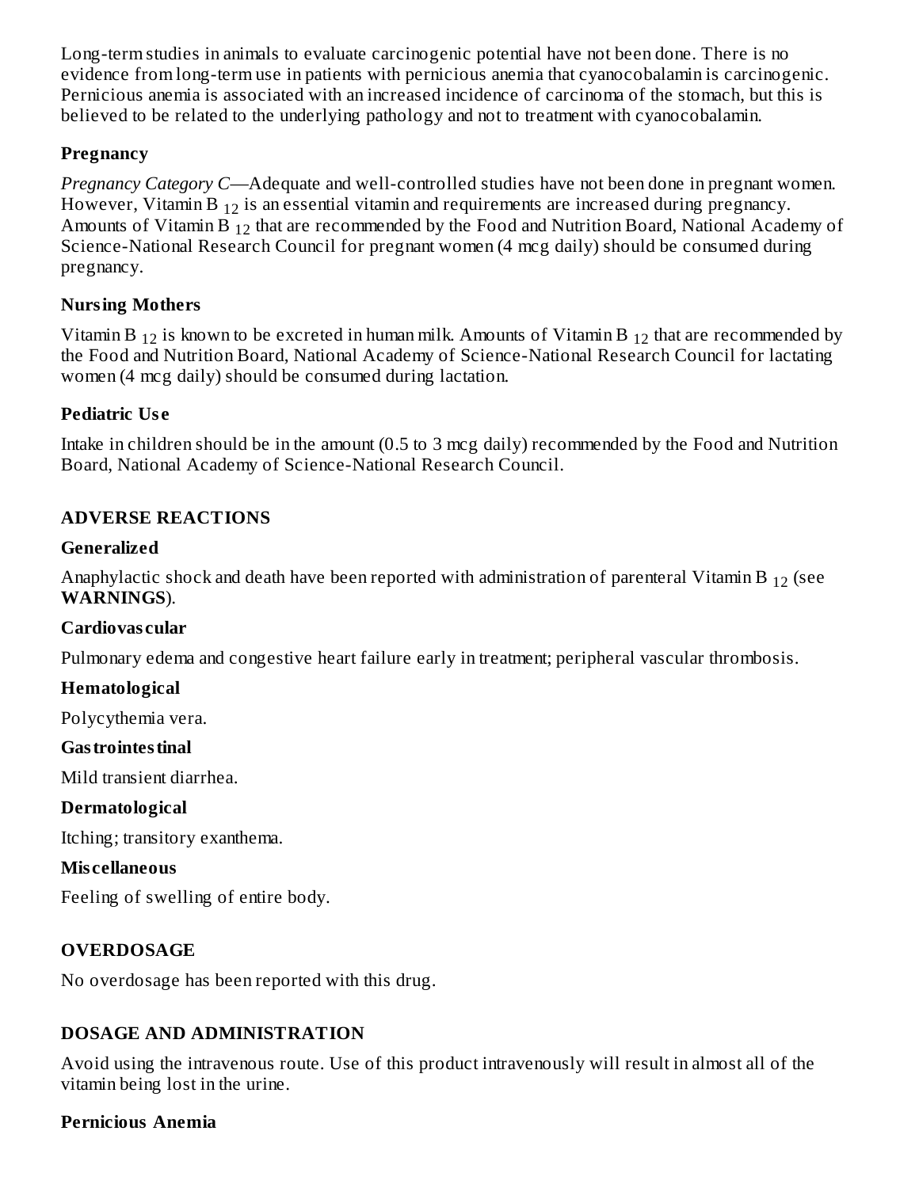Long-term studies in animals to evaluate carcinogenic potential have not been done. There is no evidence from long-term use in patients with pernicious anemia that cyanocobalamin is carcinogenic. Pernicious anemia is associated with an increased incidence of carcinoma of the stomach, but this is believed to be related to the underlying pathology and not to treatment with cyanocobalamin.

### Pregnancy

*Pregnancy Category C*—Adequate and well-controlled studies have not been done in pregnant women. However, Vitamin $B_{12}$ is an essential vitamin and requirements are increased during pregnancy. Amounts of Vitamin $B_{12}$ that are recommended by the Food and Nutrition Board, National Academy of Science-National Research Council for pregnant women (4 mcg daily) should be consumed during pregnancy.

### Nursing Mothers

Vitamin $B_{12}$ is known to be excreted in human milk. Amounts of Vitamin $B_{12}$ that are recommended by the Food and Nutrition Board, National Academy of Science-National Research Council for lactating women (4 mcg daily) should be consumed during lactation.

### Pediatric Use

Intake in children should be in the amount (0.5 to 3 mcg daily) recommended by the Food and Nutrition Board, National Academy of Science-National Research Council.

## ADVERSE REACTIONS

### Generalized

Anaphylactic shock and death have been reported with administration of parenteral Vitamin $B_{12}$ (see **WARNINGS**).

### Cardiovascular

Pulmonary edema and congestive heart failure early in treatment; peripheral vascular thrombosis.

### Hematological

Polycythemia vera.

### Gastrointestinal

Mild transient diarrhea.

### Dermatological

Itching; transitory exanthema.

### Miscellaneous

Feeling of swelling of entire body.

## OVERDOSAGE

No overdosage has been reported with this drug.

## DOSAGE AND ADMINISTRATION

Avoid using the intravenous route. Use of this product intravenously will result in almost all of the vitamin being lost in the urine.

### Pernicious Anemia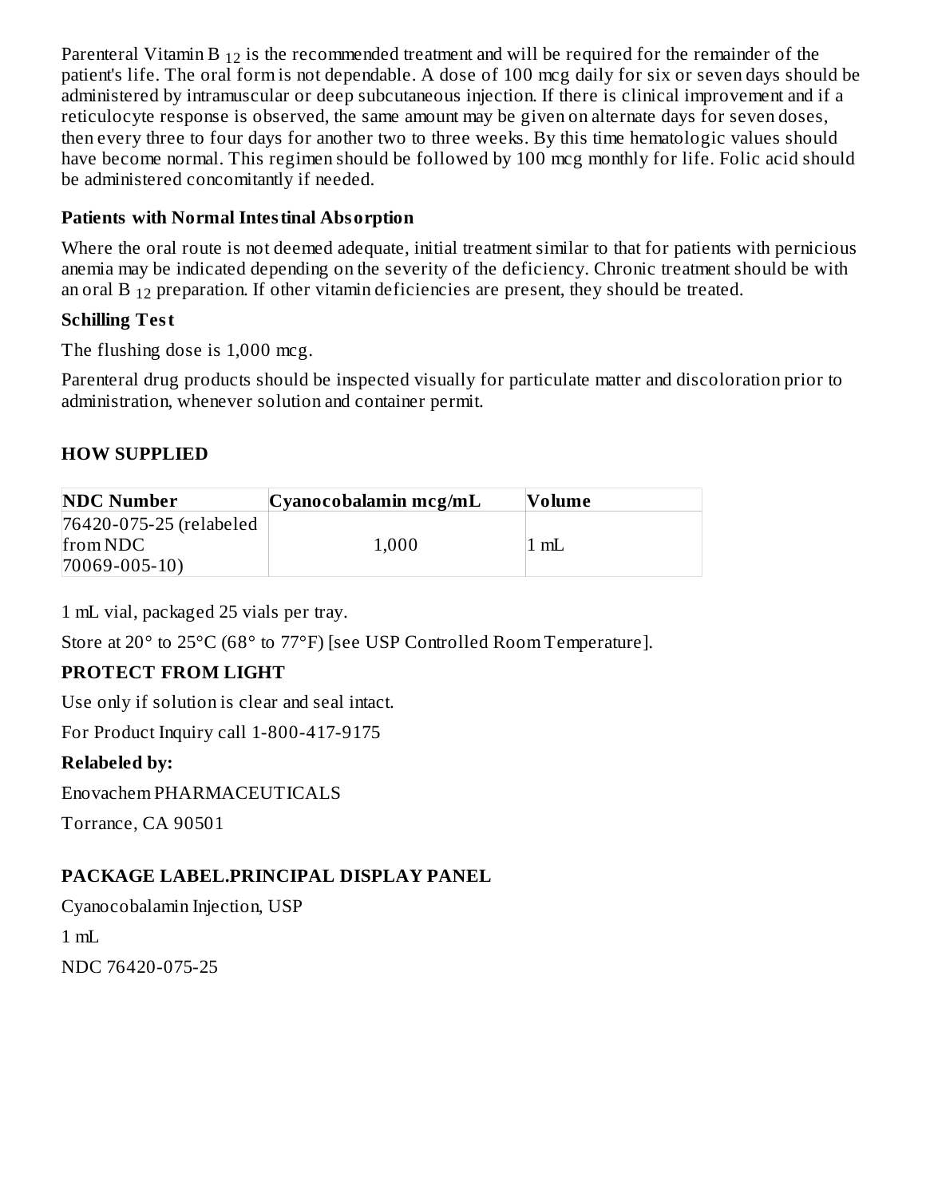Parenteral Vitamin B $_{12}$ is the recommended treatment and will be required for the remainder of the patient's life. The oral form is not dependable. A dose of 100 mcg daily for six or seven days should be administered by intramuscular or deep subcutaneous injection. If there is clinical improvement and if a reticulocyte response is observed, the same amount may be given on alternate days for seven doses, then every three to four days for another two to three weeks. By this time hematologic values should have become normal. This regimen should be followed by 100 mcg monthly for life. Folic acid should be administered concomitantly if needed.

**Patients with Normal Intestinal Absorption**

Where the oral route is not deemed adequate, initial treatment similar to that for patients with pernicious anemia may be indicated depending on the severity of the deficiency. Chronic treatment should be with an oral B $_{12}$ preparation. If other vitamin deficiencies are present, they should be treated.

**Schilling Test**

The flushing dose is 1,000 mcg.

Parenteral drug products should be inspected visually for particulate matter and discoloration prior to administration, whenever solution and container permit.

## HOW SUPPLIED

| NDC Number | Cyanocobalamin mcg/mL | Volume |
|---|---|---|
| 76420-075-25 (relabeled from NDC 70069-005-10) | 1,000 | 1 mL |

1 mL vial, packaged 25 vials per tray.

Store at 20° to 25°C (68° to 77°F) [see USP Controlled Room Temperature].

**PROTECT FROM LIGHT**

Use only if solution is clear and seal intact.

For Product Inquiry call 1-800-417-9175

**Relabeled by:**

Enovachem PHARMACEUTICALS

Torrance, CA 90501

## PACKAGE LABEL.PRINCIPAL DISPLAY PANEL

Cyanocobalamin Injection, USP

1 mL

NDC 76420-075-25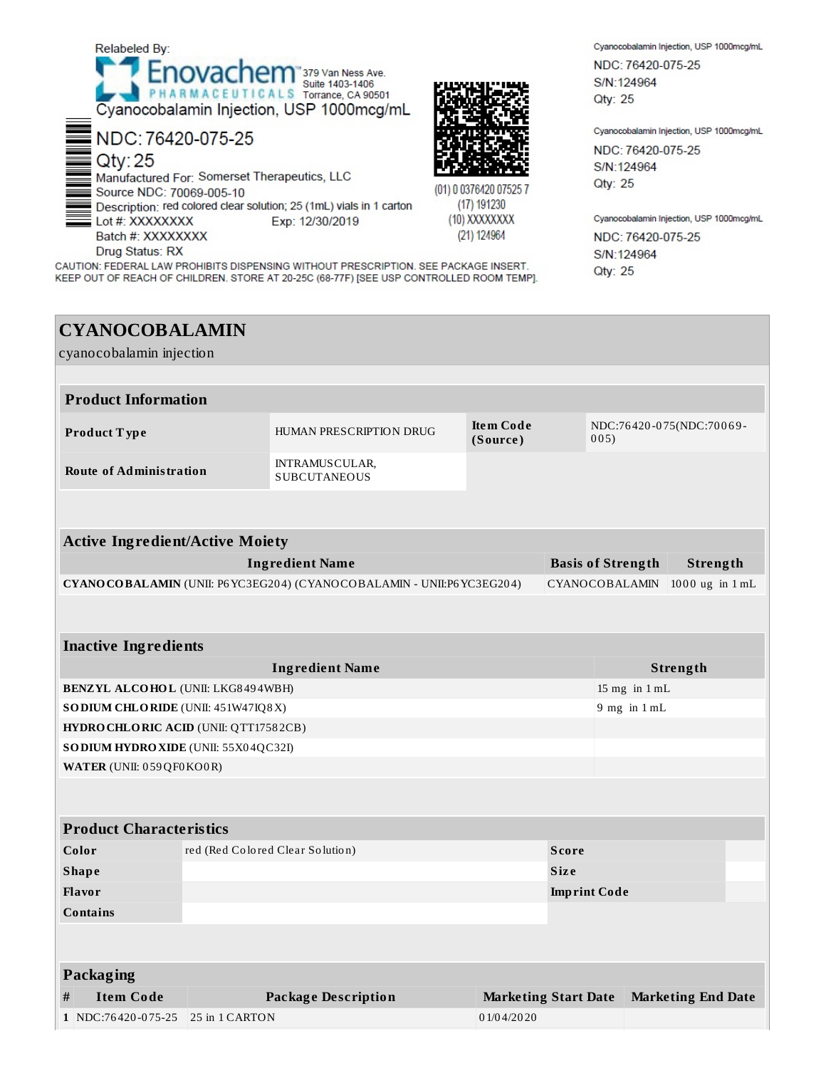Relabeled By:

Enovachem™ PHARMACEUTICALS 379 Van Ness Ave. Suite 1403-1406 Torrance, CA 90501

Cyanocobalamin Injection, USP 1000mcg/mL

NDC: 76420-075-25

Qty: 25

Manufactured For: Somerset Therapeutics, LLC

Source NDC: 70069-005-10

Description: red colored clear solution; 25 (1mL) vials in 1 carton

Lot #: XXXXXXXX Exp: 12/30/2019

Batch #: XXXXXXXX

Drug Status: RX

(01) 0 0376420 07525 7
(17) 191230
(10) XXXXXXXX
(21) 124964

CAUTION: FEDERAL LAW PROHIBITS DISPENSING WITHOUT PRESCRIPTION. SEE PACKAGE INSERT.
KEEP OUT OF REACH OF CHILDREN. STORE AT 20-25C (68-77F) [SEE USP CONTROLLED ROOM TEMP].

Cyanocobalamin Injection, USP 1000mcg/mL
NDC: 76420-075-25
S/N:124964
Qty: 25

Cyanocobalamin Injection, USP 1000mcg/mL
NDC: 76420-075-25
S/N:124964
Qty: 25

Cyanocobalamin Injection, USP 1000mcg/mL
NDC: 76420-075-25
S/N:124964
Qty: 25

# CYANOCOBALAMIN

cyanocobalamin injection

## Product Information

| | | | |
|---|---|---|---|
| **Product Type** | HUMAN PRESCRIPTION DRUG | **Item Code (Source)** | NDC:76420-075(NDC:70069-005) |
| **Route of Administration** | INTRAMUSCULAR, SUBCUTANEOUS | | |

## Active Ingredient/Active Moiety

| Ingredient Name | Basis of Strength | Strength |
|---|---|---|
| **CYANOCOBALAMIN** (UNII: P6YC3EG204) (CYANOCOBALAMIN - UNII:P6YC3EG204) | CYANOCOBALAMIN | 1000 ug in 1 mL |

## Inactive Ingredients

| Ingredient Name | Strength |
|---|---|
| **BENZYL ALCOHOL** (UNII: LKG8494WBH) | 15 mg in 1 mL |
| **SODIUM CHLORIDE** (UNII: 451W47IQ8X) | 9 mg in 1 mL |
| **HYDROCHLORIC ACID** (UNII: QTT17582CB) | |
| **SODIUM HYDROXIDE** (UNII: 55X04QC32I) | |
| **WATER** (UNII: 059QF0KO0R) | |

## Product Characteristics

| | | | |
|---|---|---|---|
| **Color** | red (Red Colored Clear Solution) | **Score** | |
| **Shape** | | **Size** | |
| **Flavor** | | **Imprint Code** | |
| **Contains** | | | |

## Packaging

| # | Item Code | Package Description | Marketing Start Date | Marketing End Date |
|---|---|---|---|---|
| 1 | NDC:76420-075-25 | 25 in 1 CARTON | 01/04/2020 | |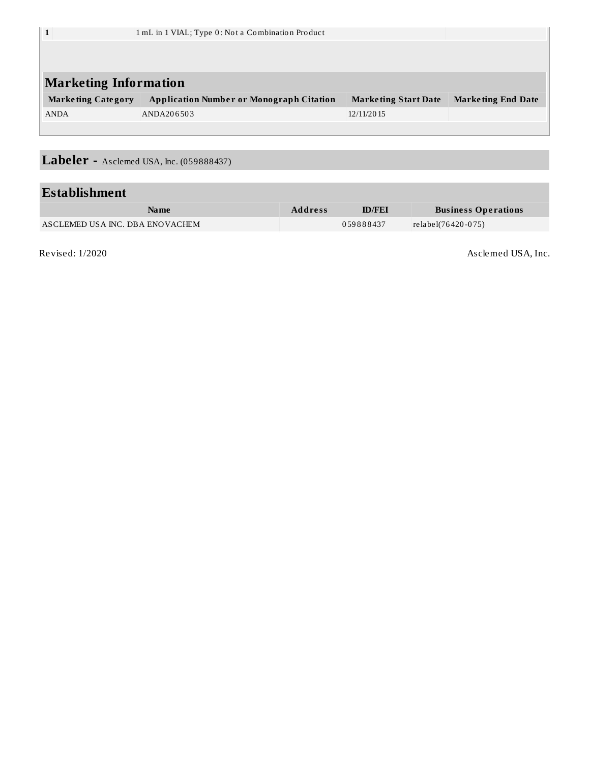| | | | | |
|---|---|---|---|---|
| 1 | | 1 mL in 1 VIAL; Type 0: Not a Combination Product | | |

## Marketing Information

| Marketing Category | Application Number or Monograph Citation | Marketing Start Date | Marketing End Date |
|---|---|---|---|
| ANDA | ANDA206503 | 12/11/2015 | |

## Labeler - Asclemed USA, Inc. (059888437)

## Establishment

| Name | Address | ID/FEI | Business Operations |
|---|---|---|---|
| ASCLEMED USA INC. DBA ENOVACHEM | | 059888437 | relabel(76420-075) |

Revised: 1/2020

Asclemed USA, Inc.